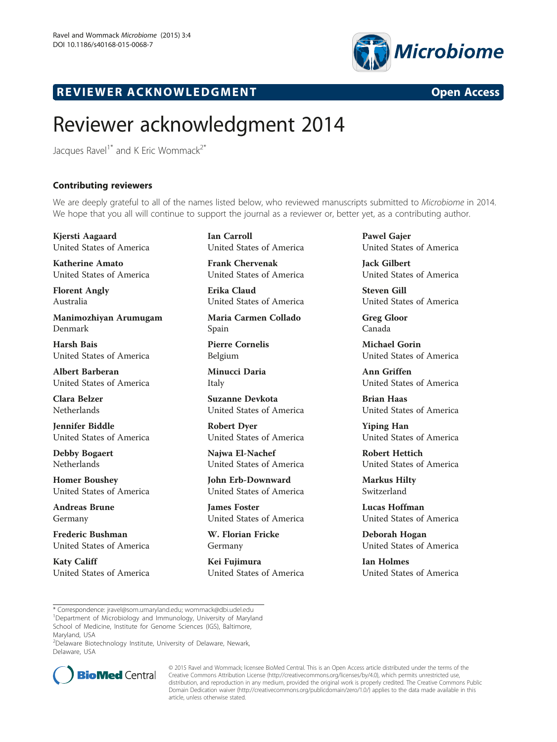# Reviewer acknowledgment 2014

Jacques Ravel[1*] and K Eric Wommack[2*]

## Contributing reviewers

We are deeply grateful to all of the names listed below, who reviewed manuscripts submitted to *Microbiome* in 2014. We hope that you all will continue to support the journal as a reviewer or, better yet, as a contributing author.

**Kjersti Aagaard**
United States of America

**Katherine Amato**
United States of America

**Florent Angly**
Australia

**Manimozhiyan Arumugam**
Denmark

**Harsh Bais**
United States of America

**Albert Barberan**
United States of America

**Clara Belzer**
Netherlands

**Jennifer Biddle**
United States of America

**Debby Bogaert**
Netherlands

**Homer Boushey**
United States of America

**Andreas Brune**
Germany

**Frederic Bushman**
United States of America

**Katy Califf**
United States of America

**Ian Carroll**
United States of America

**Frank Chervenak**
United States of America

**Erika Claud**
United States of America

**Maria Carmen Collado**
Spain

**Pierre Cornelis**
Belgium

**Minucci Daria**
Italy

**Suzanne Devkota**
United States of America

**Robert Dyer**
United States of America

**Najwa El-Nachef**
United States of America

**John Erb-Downward**
United States of America

**James Foster**
United States of America

**W. Florian Fricke**
Germany

**Kei Fujimura**
United States of America

**Pawel Gajer**
United States of America

**Jack Gilbert**
United States of America

**Steven Gill**
United States of America

**Greg Gloor**
Canada

**Michael Gorin**
United States of America

**Ann Griffen**
United States of America

**Brian Haas**
United States of America

**Yiping Han**
United States of America

**Robert Hettich**
United States of America

**Markus Hilty**
Switzerland

**Lucas Hoffman**
United States of America

**Deborah Hogan**
United States of America

**Ian Holmes**
United States of America

\* Correspondence: jravel@som.umaryland.edu; wommack@dbi.udel.edu
[1]Department of Microbiology and Immunology, University of Maryland School of Medicine, Institute for Genome Sciences (IGS), Baltimore, Maryland, USA
[2]Delaware Biotechnology Institute, University of Delaware, Newark, Delaware, USA

© 2015 Ravel and Wommack; licensee BioMed Central. This is an Open Access article distributed under the terms of the Creative Commons Attribution License (http://creativecommons.org/licenses/by/4.0), which permits unrestricted use, distribution, and reproduction in any medium, provided the original work is properly credited. The Creative Commons Public Domain Dedication waiver (http://creativecommons.org/publicdomain/zero/1.0/) applies to the data made available in this article, unless otherwise stated.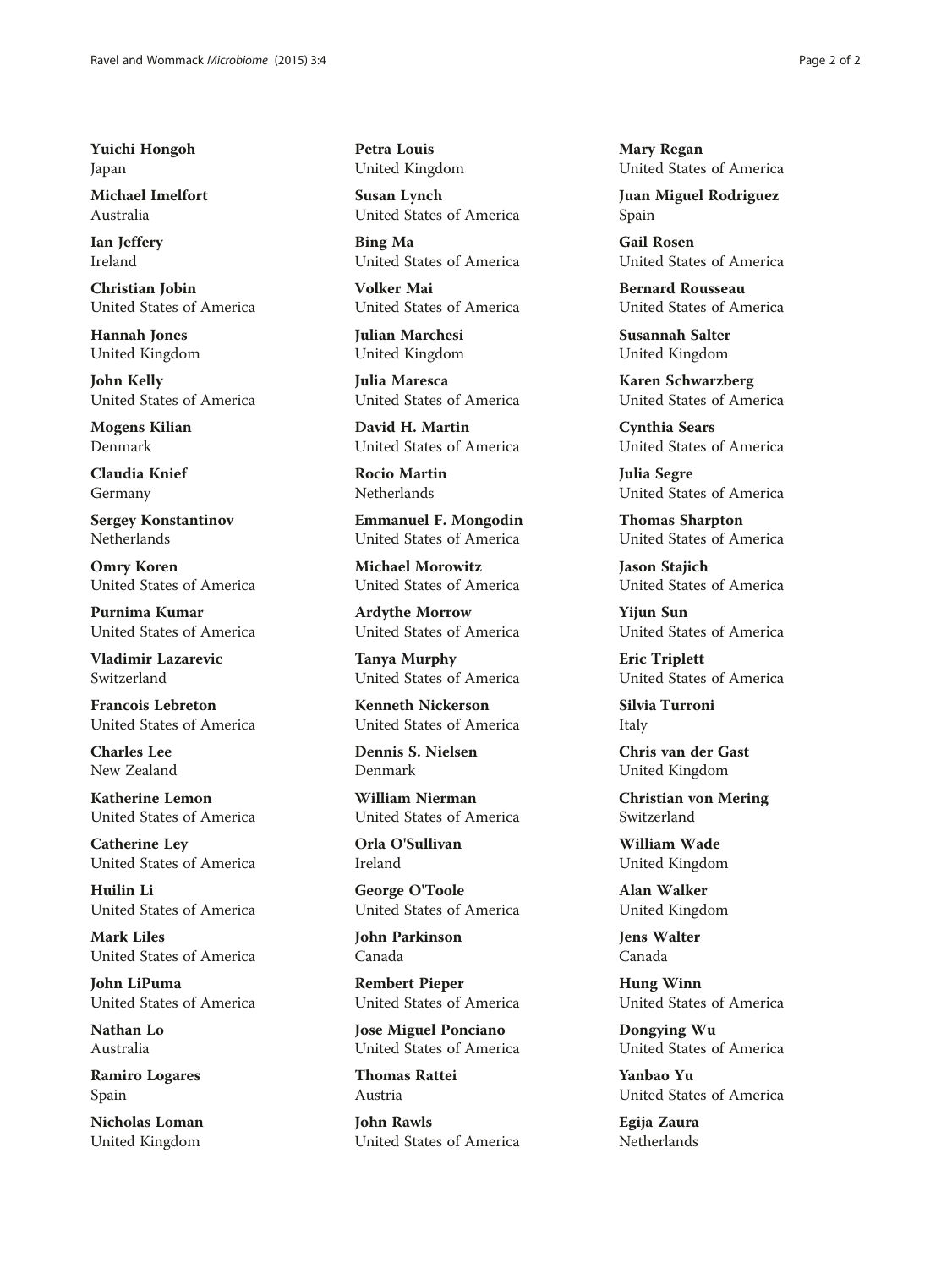**Yuichi Hongoh**
Japan

**Michael Imelfort**
Australia

**Ian Jeffery**
Ireland

**Christian Jobin**
United States of America

**Hannah Jones**
United Kingdom

**John Kelly**
United States of America

**Mogens Kilian**
Denmark

**Claudia Knief**
Germany

**Sergey Konstantinov**
Netherlands

**Omry Koren**
United States of America

**Purnima Kumar**
United States of America

**Vladimir Lazarevic**
Switzerland

**Francois Lebreton**
United States of America

**Charles Lee**
New Zealand

**Katherine Lemon**
United States of America

**Catherine Ley**
United States of America

**Huilin Li**
United States of America

**Mark Liles**
United States of America

**John LiPuma**
United States of America

**Nathan Lo**
Australia

**Ramiro Logares**
Spain

**Nicholas Loman**
United Kingdom

**Petra Louis**
United Kingdom

**Susan Lynch**
United States of America

**Bing Ma**
United States of America

**Volker Mai**
United States of America

**Julian Marchesi**
United Kingdom

**Julia Maresca**
United States of America

**David H. Martin**
United States of America

**Rocio Martin**
Netherlands

**Emmanuel F. Mongodin**
United States of America

**Michael Morowitz**
United States of America

**Ardythe Morrow**
United States of America

**Tanya Murphy**
United States of America

**Kenneth Nickerson**
United States of America

**Dennis S. Nielsen**
Denmark

**William Nierman**
United States of America

**Orla O'Sullivan**
Ireland

**George O'Toole**
United States of America

**John Parkinson**
Canada

**Rembert Pieper**
United States of America

**Jose Miguel Ponciano**
United States of America

**Thomas Rattei**
Austria

**John Rawls**
United States of America

**Mary Regan**
United States of America

**Juan Miguel Rodriguez**
Spain

**Gail Rosen**
United States of America

**Bernard Rousseau**
United States of America

**Susannah Salter**
United Kingdom

**Karen Schwarzberg**
United States of America

**Cynthia Sears**
United States of America

**Julia Segre**
United States of America

**Thomas Sharpton**
United States of America

**Jason Stajich**
United States of America

**Yijun Sun**
United States of America

**Eric Triplett**
United States of America

**Silvia Turroni**
Italy

**Chris van der Gast**
United Kingdom

**Christian von Mering**
Switzerland

**William Wade**
United Kingdom

**Alan Walker**
United Kingdom

**Jens Walter**
Canada

**Hung Winn**
United States of America

**Dongying Wu**
United States of America

**Yanbao Yu**
United States of America

**Egija Zaura**
Netherlands